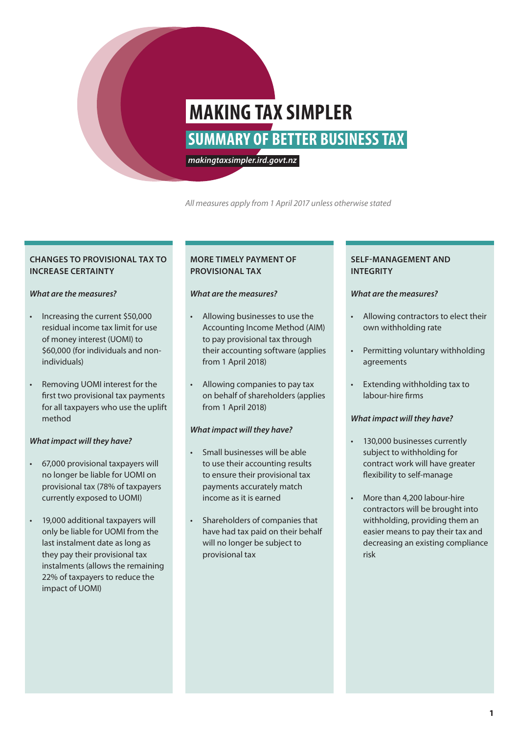# MAKING TAX SIMPLER

## SUMMARY OF BETTER BUSINESS TAX

*makingtaxsimpler.ird.govt.nz*

*All measures apply from 1 April 2017 unless otherwise stated*

### CHANGES TO PROVISIONAL TAX TO INCREASE CERTAINTY

***What are the measures?***

- Increasing the current $50,000 residual income tax limit for use of money interest (UOMI) to $60,000 (for individuals and non-individuals)
- Removing UOMI interest for the first two provisional tax payments for all taxpayers who use the uplift method

***What impact will they have?***

- 67,000 provisional taxpayers will no longer be liable for UOMI on provisional tax (78% of taxpayers currently exposed to UOMI)
- 19,000 additional taxpayers will only be liable for UOMI from the last instalment date as long as they pay their provisional tax instalments (allows the remaining 22% of taxpayers to reduce the impact of UOMI)

### MORE TIMELY PAYMENT OF PROVISIONAL TAX

***What are the measures?***

- Allowing businesses to use the Accounting Income Method (AIM) to pay provisional tax through their accounting software (applies from 1 April 2018)
- Allowing companies to pay tax on behalf of shareholders (applies from 1 April 2018)

***What impact will they have?***

- Small businesses will be able to use their accounting results to ensure their provisional tax payments accurately match income as it is earned
- Shareholders of companies that have had tax paid on their behalf will no longer be subject to provisional tax

### SELF-MANAGEMENT AND INTEGRITY

***What are the measures?***

- Allowing contractors to elect their own withholding rate
- Permitting voluntary withholding agreements
- Extending withholding tax to labour-hire firms

***What impact will they have?***

- 130,000 businesses currently subject to withholding for contract work will have greater flexibility to self-manage
- More than 4,200 labour-hire contractors will be brought into withholding, providing them an easier means to pay their tax and decreasing an existing compliance risk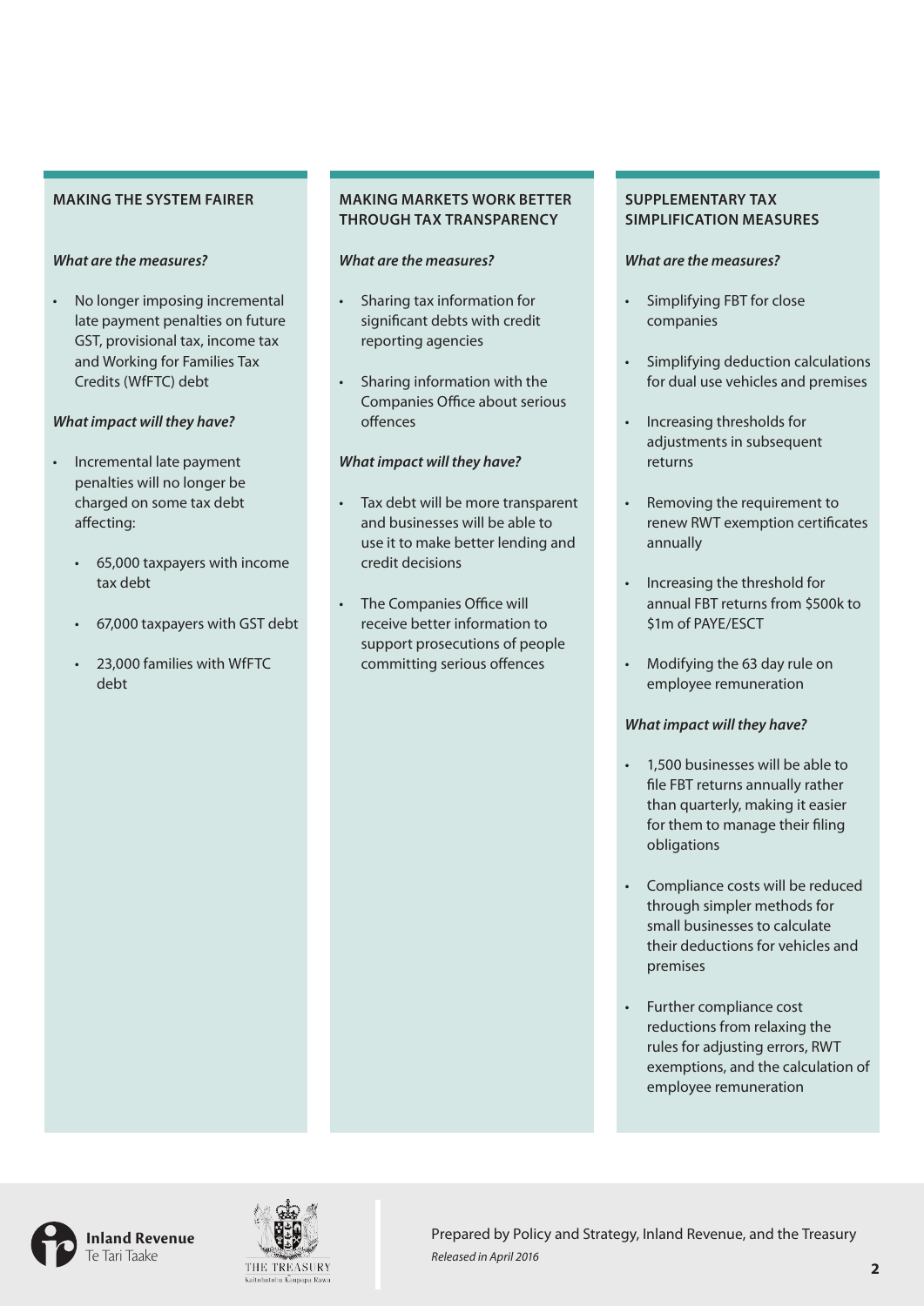## MAKING THE SYSTEM FAIRER

***What are the measures?***

- No longer imposing incremental late payment penalties on future GST, provisional tax, income tax and Working for Families Tax Credits (WfFTC) debt

***What impact will they have?***

- Incremental late payment penalties will no longer be charged on some tax debt affecting:
  - 65,000 taxpayers with income tax debt
  - 67,000 taxpayers with GST debt
  - 23,000 families with WfFTC debt

## MAKING MARKETS WORK BETTER THROUGH TAX TRANSPARENCY

***What are the measures?***

- Sharing tax information for significant debts with credit reporting agencies
- Sharing information with the Companies Office about serious offences

***What impact will they have?***

- Tax debt will be more transparent and businesses will be able to use it to make better lending and credit decisions
- The Companies Office will receive better information to support prosecutions of people committing serious offences

## SUPPLEMENTARY TAX SIMPLIFICATION MEASURES

***What are the measures?***

- Simplifying FBT for close companies
- Simplifying deduction calculations for dual use vehicles and premises
- Increasing thresholds for adjustments in subsequent returns
- Removing the requirement to renew RWT exemption certificates annually
- Increasing the threshold for annual FBT returns from $500k to $1m of PAYE/ESCT
- Modifying the 63 day rule on employee remuneration

***What impact will they have?***

- 1,500 businesses will be able to file FBT returns annually rather than quarterly, making it easier for them to manage their filing obligations
- Compliance costs will be reduced through simpler methods for small businesses to calculate their deductions for vehicles and premises
- Further compliance cost reductions from relaxing the rules for adjusting errors, RWT exemptions, and the calculation of employee remuneration

**Inland Revenue** Te Tari Taake

THE TREASURY Kaitohutohu Kaupapa Rawa

Prepared by Policy and Strategy, Inland Revenue, and the Treasury

*Released in April 2016*